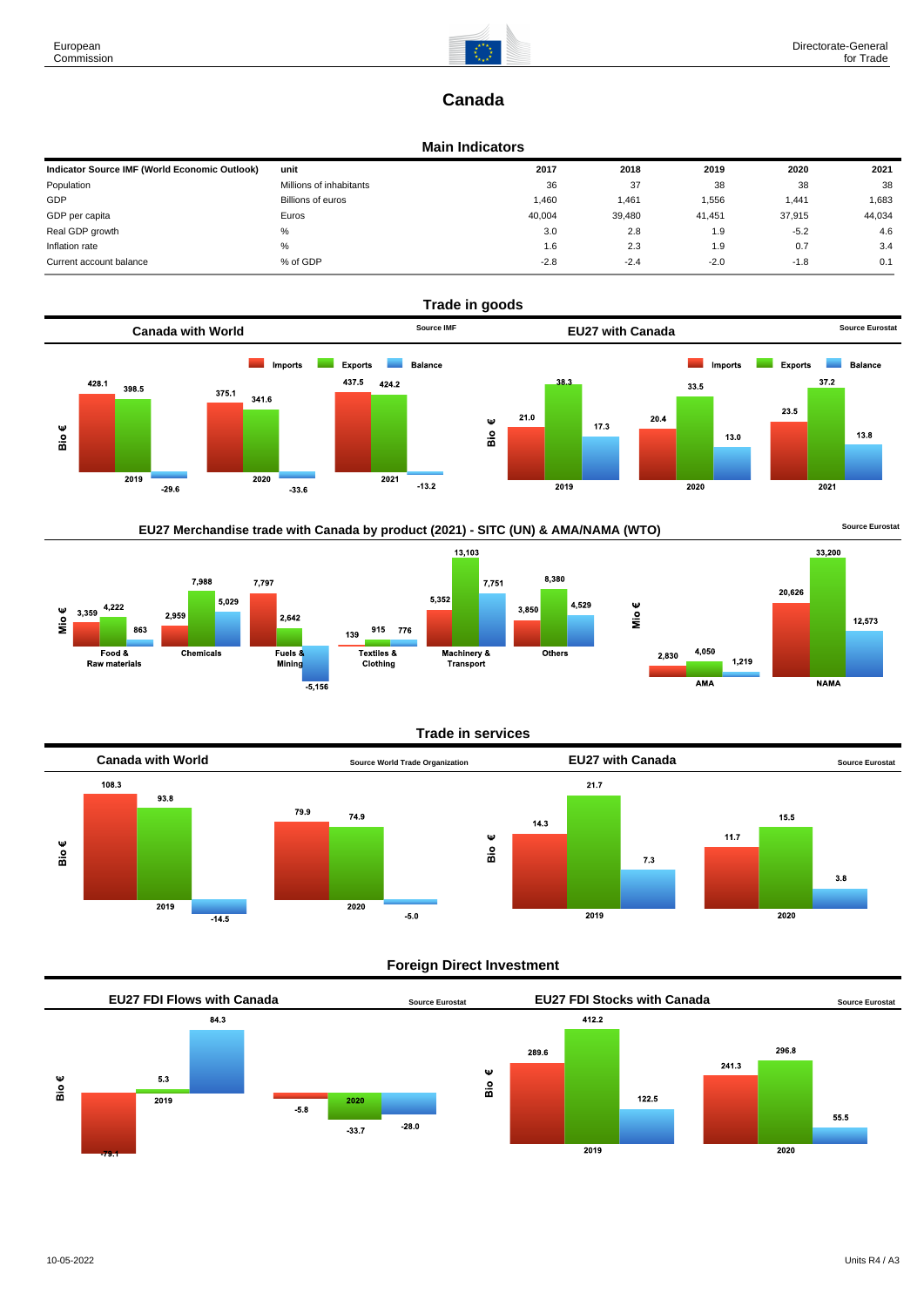# Canada

## Main Indicators

| Indicator Source IMF (World Economic Outlook) | unit | 2017 | 2018 | 2019 | 2020 | 2021 |
|---|---|---|---|---|---|---|
| Population | Millions of inhabitants | 36 | 37 | 38 | 38 | 38 |
| GDP | Billions of euros | 1,460 | 1,461 | 1,556 | 1,441 | 1,683 |
| GDP per capita | Euros | 40,004 | 39,480 | 41,451 | 37,915 | 44,034 |
| Real GDP growth | % | 3.0 | 2.8 | 1.9 | -5.2 | 4.6 |
| Inflation rate | % | 1.6 | 2.3 | 1.9 | 0.7 | 3.4 |
| Current account balance | % of GDP | -2.8 | -2.4 | -2.0 | -1.8 | 0.1 |

## Trade in goods

### Canada with World

Source IMF

Bio €

| | Imports | Exports | Balance |
|---|---|---|---|
| 2019 | 428.1 | 398.5 | -29.6 |
| 2020 | 375.1 | 341.6 | -33.6 |
| 2021 | 437.5 | 424.2 | -13.2 |

### EU27 with Canada

Source Eurostat

Bio €

| | Imports | Exports | Balance |
|---|---|---|---|
| 2019 | 21.0 | 38.3 | 17.3 |
| 2020 | 20.4 | 33.5 | 13.0 |
| 2021 | 23.5 | 37.2 | 13.8 |

### EU27 Merchandise trade with Canada by product (2021) - SITC (UN) & AMA/NAMA (WTO)

Source Eurostat

Mio €

| | Imports | Exports | Balance |
|---|---|---|---|
| Food & Raw materials | 3,359 | 4,222 | 863 |
| Chemicals | 2,959 | 7,988 | 5,029 |
| Fuels & Mining | 7,797 | 2,642 | -5,156 |
| Textiles & Clothing | 139 | 915 | 776 |
| Machinery & Transport | 5,352 | 13,103 | 7,751 |
| Others | 3,850 | 8,380 | 4,529 |

Mio €

| | Imports | Exports | Balance |
|---|---|---|---|
| AMA | 2,830 | 4,050 | 1,219 |
| NAMA | 20,626 | 33,200 | 12,573 |

## Trade in services

### Canada with World

Source World Trade Organization

Bio €

| | Imports | Exports | Balance |
|---|---|---|---|
| 2019 | 108.3 | 93.8 | -14.5 |
| 2020 | 79.9 | 74.9 | -5.0 |

### EU27 with Canada

Source Eurostat

Bio €

| | Imports | Exports | Balance |
|---|---|---|---|
| 2019 | 14.3 | 21.7 | 7.3 |
| 2020 | 11.7 | 15.5 | 3.8 |

## Foreign Direct Investment

### EU27 FDI Flows with Canada

Source Eurostat

Bio €

| | Inward | Outward | Balance |
|---|---|---|---|
| 2019 | -79.1 | 5.3 | 84.3 |
| 2020 | -5.8 | -33.7 | -28.0 |

### EU27 FDI Stocks with Canada

Source Eurostat

Bio €

| | Inward | Outward | Balance |
|---|---|---|---|
| 2019 | 289.6 | 412.2 | 122.5 |
| 2020 | 241.3 | 296.8 | 55.5 |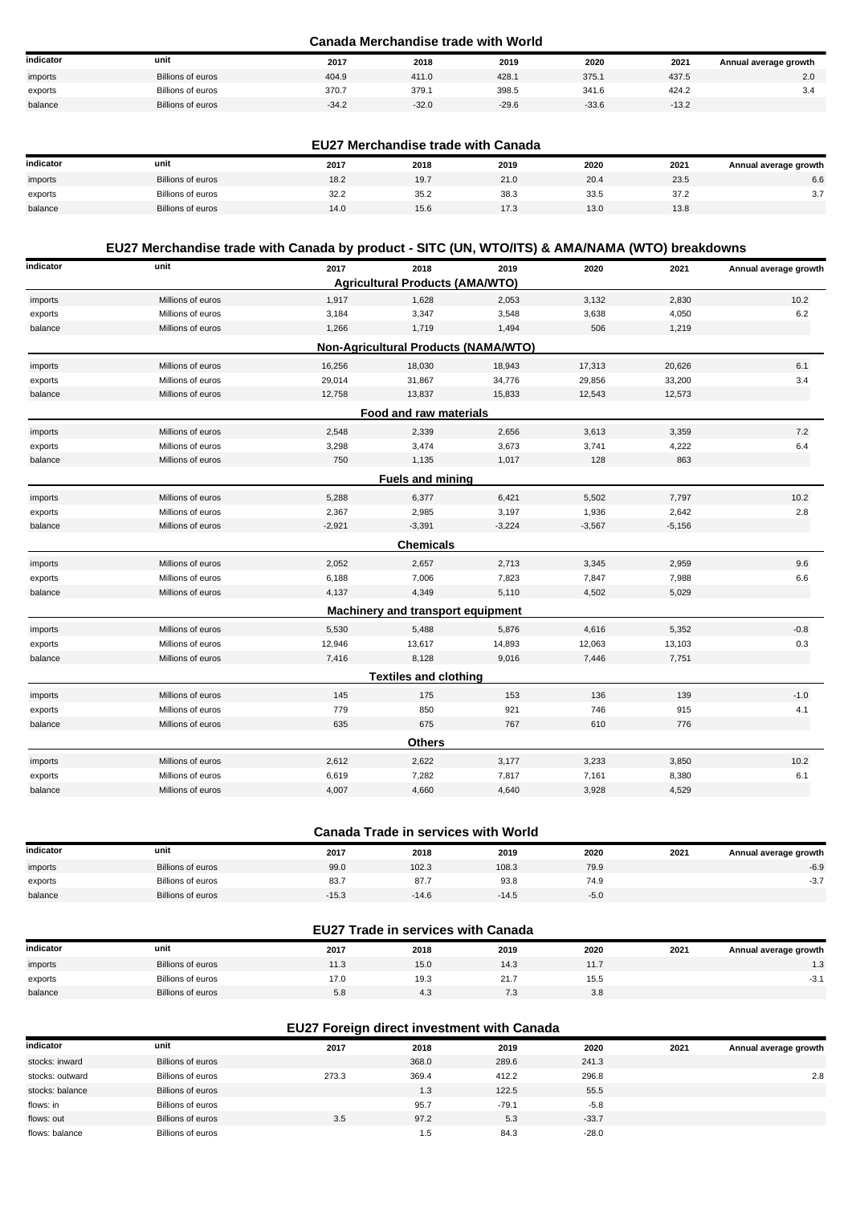## Canada Merchandise trade with World

| indicator | unit | 2017 | 2018 | 2019 | 2020 | 2021 | Annual average growth |
|---|---|---|---|---|---|---|---|
| imports | Billions of euros | 404.9 | 411.0 | 428.1 | 375.1 | 437.5 | 2.0 |
| exports | Billions of euros | 370.7 | 379.1 | 398.5 | 341.6 | 424.2 | 3.4 |
| balance | Billions of euros | -34.2 | -32.0 | -29.6 | -33.6 | -13.2 | |

## EU27 Merchandise trade with Canada

| indicator | unit | 2017 | 2018 | 2019 | 2020 | 2021 | Annual average growth |
|---|---|---|---|---|---|---|---|
| imports | Billions of euros | 18.2 | 19.7 | 21.0 | 20.4 | 23.5 | 6.6 |
| exports | Billions of euros | 32.2 | 35.2 | 38.3 | 33.5 | 37.2 | 3.7 |
| balance | Billions of euros | 14.0 | 15.6 | 17.3 | 13.0 | 13.8 | |

## EU27 Merchandise trade with Canada by product - SITC (UN, WTO/ITS) & AMA/NAMA (WTO) breakdowns

| indicator | unit | 2017 | 2018 | 2019 | 2020 | 2021 | Annual average growth |
|---|---|---|---|---|---|---|---|
| | | | **Agricultural Products (AMA/WTO)** | | | | |
| imports | Millions of euros | 1,917 | 1,628 | 2,053 | 3,132 | 2,830 | 10.2 |
| exports | Millions of euros | 3,184 | 3,347 | 3,548 | 3,638 | 4,050 | 6.2 |
| balance | Millions of euros | 1,266 | 1,719 | 1,494 | 506 | 1,219 | |
| | | | **Non-Agricultural Products (NAMA/WTO)** | | | | |
| imports | Millions of euros | 16,256 | 18,030 | 18,943 | 17,313 | 20,626 | 6.1 |
| exports | Millions of euros | 29,014 | 31,867 | 34,776 | 29,856 | 33,200 | 3.4 |
| balance | Millions of euros | 12,758 | 13,837 | 15,833 | 12,543 | 12,573 | |
| | | | **Food and raw materials** | | | | |
| imports | Millions of euros | 2,548 | 2,339 | 2,656 | 3,613 | 3,359 | 7.2 |
| exports | Millions of euros | 3,298 | 3,474 | 3,673 | 3,741 | 4,222 | 6.4 |
| balance | Millions of euros | 750 | 1,135 | 1,017 | 128 | 863 | |
| | | | **Fuels and mining** | | | | |
| imports | Millions of euros | 5,288 | 6,377 | 6,421 | 5,502 | 7,797 | 10.2 |
| exports | Millions of euros | 2,367 | 2,985 | 3,197 | 1,936 | 2,642 | 2.8 |
| balance | Millions of euros | -2,921 | -3,391 | -3,224 | -3,567 | -5,156 | |
| | | | **Chemicals** | | | | |
| imports | Millions of euros | 2,052 | 2,657 | 2,713 | 3,345 | 2,959 | 9.6 |
| exports | Millions of euros | 6,188 | 7,006 | 7,823 | 7,847 | 7,988 | 6.6 |
| balance | Millions of euros | 4,137 | 4,349 | 5,110 | 4,502 | 5,029 | |
| | | | **Machinery and transport equipment** | | | | |
| imports | Millions of euros | 5,530 | 5,488 | 5,876 | 4,616 | 5,352 | -0.8 |
| exports | Millions of euros | 12,946 | 13,617 | 14,893 | 12,063 | 13,103 | 0.3 |
| balance | Millions of euros | 7,416 | 8,128 | 9,016 | 7,446 | 7,751 | |
| | | | **Textiles and clothing** | | | | |
| imports | Millions of euros | 145 | 175 | 153 | 136 | 139 | -1.0 |
| exports | Millions of euros | 779 | 850 | 921 | 746 | 915 | 4.1 |
| balance | Millions of euros | 635 | 675 | 767 | 610 | 776 | |
| | | | **Others** | | | | |
| imports | Millions of euros | 2,612 | 2,622 | 3,177 | 3,233 | 3,850 | 10.2 |
| exports | Millions of euros | 6,619 | 7,282 | 7,817 | 7,161 | 8,380 | 6.1 |
| balance | Millions of euros | 4,007 | 4,660 | 4,640 | 3,928 | 4,529 | |

## Canada Trade in services with World

| indicator | unit | 2017 | 2018 | 2019 | 2020 | 2021 | Annual average growth |
|---|---|---|---|---|---|---|---|
| imports | Billions of euros | 99.0 | 102.3 | 108.3 | 79.9 | | -6.9 |
| exports | Billions of euros | 83.7 | 87.7 | 93.8 | 74.9 | | -3.7 |
| balance | Billions of euros | -15.3 | -14.6 | -14.5 | -5.0 | | |

## EU27 Trade in services with Canada

| indicator | unit | 2017 | 2018 | 2019 | 2020 | 2021 | Annual average growth |
|---|---|---|---|---|---|---|---|
| imports | Billions of euros | 11.3 | 15.0 | 14.3 | 11.7 | | 1.3 |
| exports | Billions of euros | 17.0 | 19.3 | 21.7 | 15.5 | | -3.1 |
| balance | Billions of euros | 5.8 | 4.3 | 7.3 | 3.8 | | |

## EU27 Foreign direct investment with Canada

| indicator | unit | 2017 | 2018 | 2019 | 2020 | 2021 | Annual average growth |
|---|---|---|---|---|---|---|---|
| stocks: inward | Billions of euros | | 368.0 | 289.6 | 241.3 | | |
| stocks: outward | Billions of euros | 273.3 | 369.4 | 412.2 | 296.8 | | 2.8 |
| stocks: balance | Billions of euros | | 1.3 | 122.5 | 55.5 | | |
| flows: in | Billions of euros | | 95.7 | -79.1 | -5.8 | | |
| flows: out | Billions of euros | 3.5 | 97.2 | 5.3 | -33.7 | | |
| flows: balance | Billions of euros | | 1.5 | 84.3 | -28.0 | | |